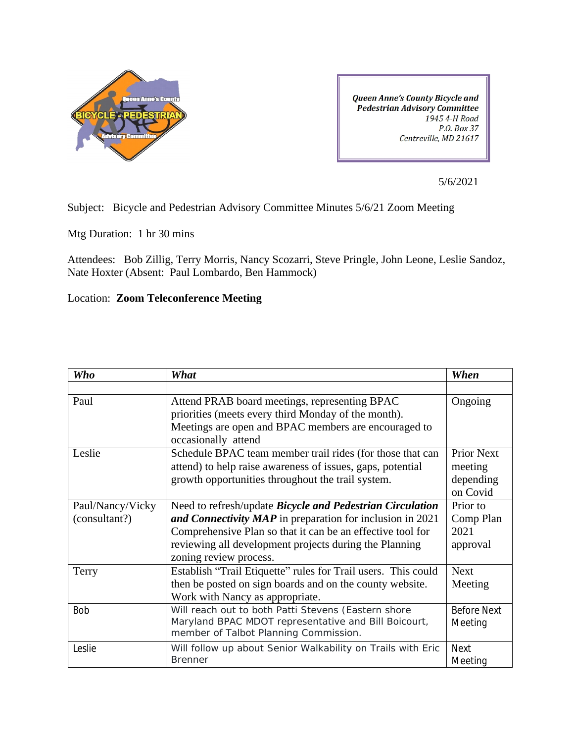**Queen Anne's County Bicycle and Pedestrian Advisory Committee**
*1945 4-H Road*
*P.O. Box 37*
*Centreville, MD 21617*

5/6/2021

Subject: Bicycle and Pedestrian Advisory Committee Minutes 5/6/21 Zoom Meeting

Mtg Duration: 1 hr 30 mins

Attendees: Bob Zillig, Terry Morris, Nancy Scozarri, Steve Pringle, John Leone, Leslie Sandoz, Nate Hoxter (Absent: Paul Lombardo, Ben Hammock)

Location: **Zoom Teleconference Meeting**

| ***Who*** | ***What*** | ***When*** |
|---|---|---|
| | | |
| Paul | Attend PRAB board meetings, representing BPAC priorities (meets every third Monday of the month). Meetings are open and BPAC members are encouraged to occasionally attend | Ongoing |
| Leslie | Schedule BPAC team member trail rides (for those that can attend) to help raise awareness of issues, gaps, potential growth opportunities throughout the trail system. | Prior Next meeting depending on Covid |
| Paul/Nancy/Vicky (consultant?) | Need to refresh/update ***Bicycle and Pedestrian Circulation and Connectivity MAP*** in preparation for inclusion in 2021 Comprehensive Plan so that it can be an effective tool for reviewing all development projects during the Planning zoning review process. | Prior to Comp Plan 2021 approval |
| Terry | Establish "Trail Etiquette" rules for Trail users. This could then be posted on sign boards and on the county website. Work with Nancy as appropriate. | Next Meeting |
| Bob | Will reach out to both Patti Stevens (Eastern shore Maryland BPAC MDOT representative and Bill Boicourt, member of Talbot Planning Commission. | Before Next Meeting |
| Leslie | Will follow up about Senior Walkability on Trails with Eric Brenner | Next Meeting |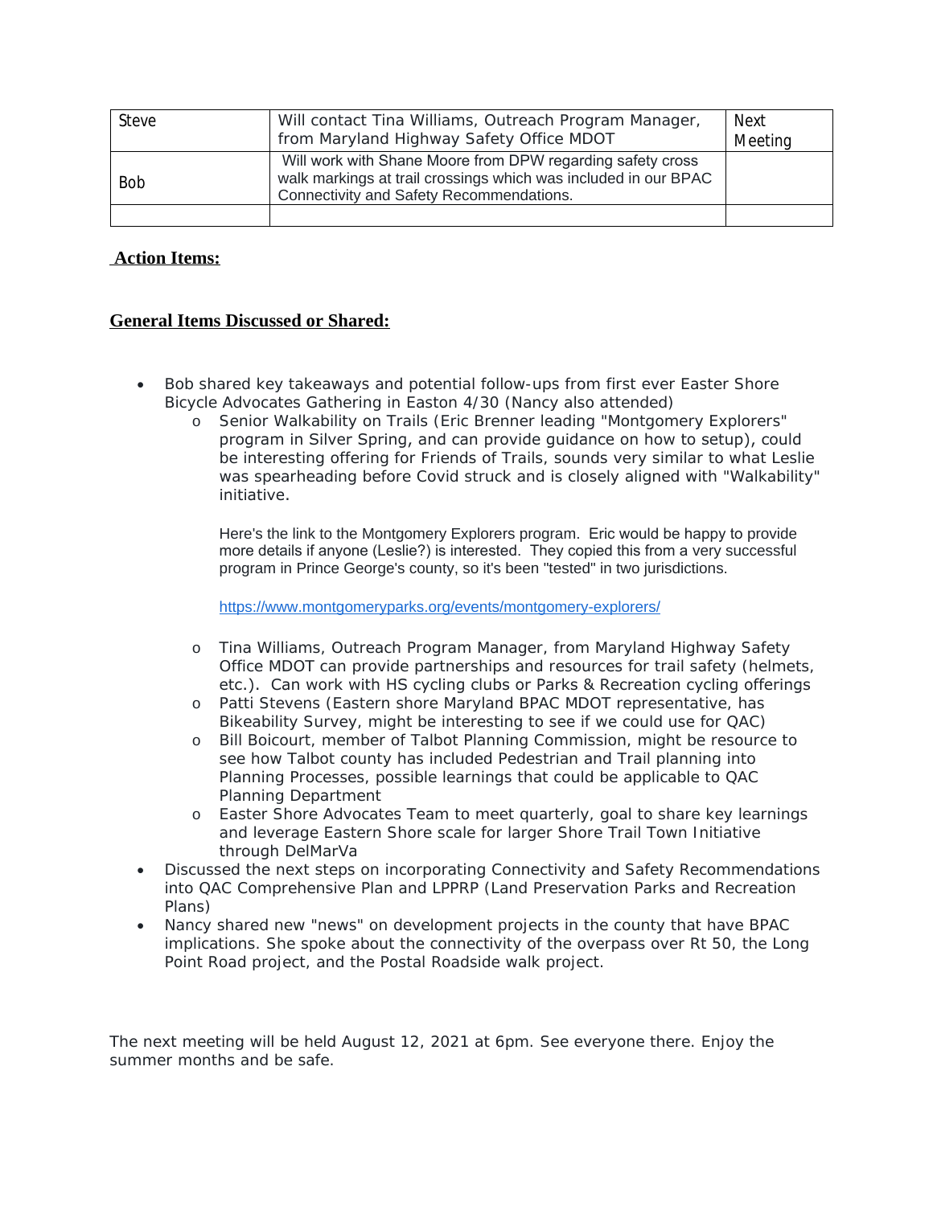| | | |
|---|---|---|
| Steve | Will contact Tina Williams, Outreach Program Manager, from Maryland Highway Safety Office MDOT | Next Meeting |
| Bob | Will work with Shane Moore from DPW regarding safety cross walk markings at trail crossings which was included in our BPAC Connectivity and Safety Recommendations. | |
| | | |

**Action Items:**

**General Items Discussed or Shared:**

- Bob shared key takeaways and potential follow-ups from first ever Easter Shore Bicycle Advocates Gathering in Easton 4/30 (Nancy also attended)
  - Senior Walkability on Trails (Eric Brenner leading "Montgomery Explorers" program in Silver Spring, and can provide guidance on how to setup), could be interesting offering for Friends of Trails, sounds very similar to what Leslie was spearheading before Covid struck and is closely aligned with "Walkability" initiative.

    Here's the link to the Montgomery Explorers program. Eric would be happy to provide more details if anyone (Leslie?) is interested. They copied this from a very successful program in Prince George's county, so it's been "tested" in two jurisdictions.

    https://www.montgomeryparks.org/events/montgomery-explorers/

  - Tina Williams, Outreach Program Manager, from Maryland Highway Safety Office MDOT can provide partnerships and resources for trail safety (helmets, etc.). Can work with HS cycling clubs or Parks & Recreation cycling offerings
  - Patti Stevens (Eastern shore Maryland BPAC MDOT representative, has Bikeability Survey, might be interesting to see if we could use for QAC)
  - Bill Boicourt, member of Talbot Planning Commission, might be resource to see how Talbot county has included Pedestrian and Trail planning into Planning Processes, possible learnings that could be applicable to QAC Planning Department
  - Easter Shore Advocates Team to meet quarterly, goal to share key learnings and leverage Eastern Shore scale for larger Shore Trail Town Initiative through DelMarVa
- Discussed the next steps on incorporating Connectivity and Safety Recommendations into QAC Comprehensive Plan and LPPRP (Land Preservation Parks and Recreation Plans)
- Nancy shared new "news" on development projects in the county that have BPAC implications. She spoke about the connectivity of the overpass over Rt 50, the Long Point Road project, and the Postal Roadside walk project.

The next meeting will be held August 12, 2021 at 6pm. See everyone there. Enjoy the summer months and be safe.